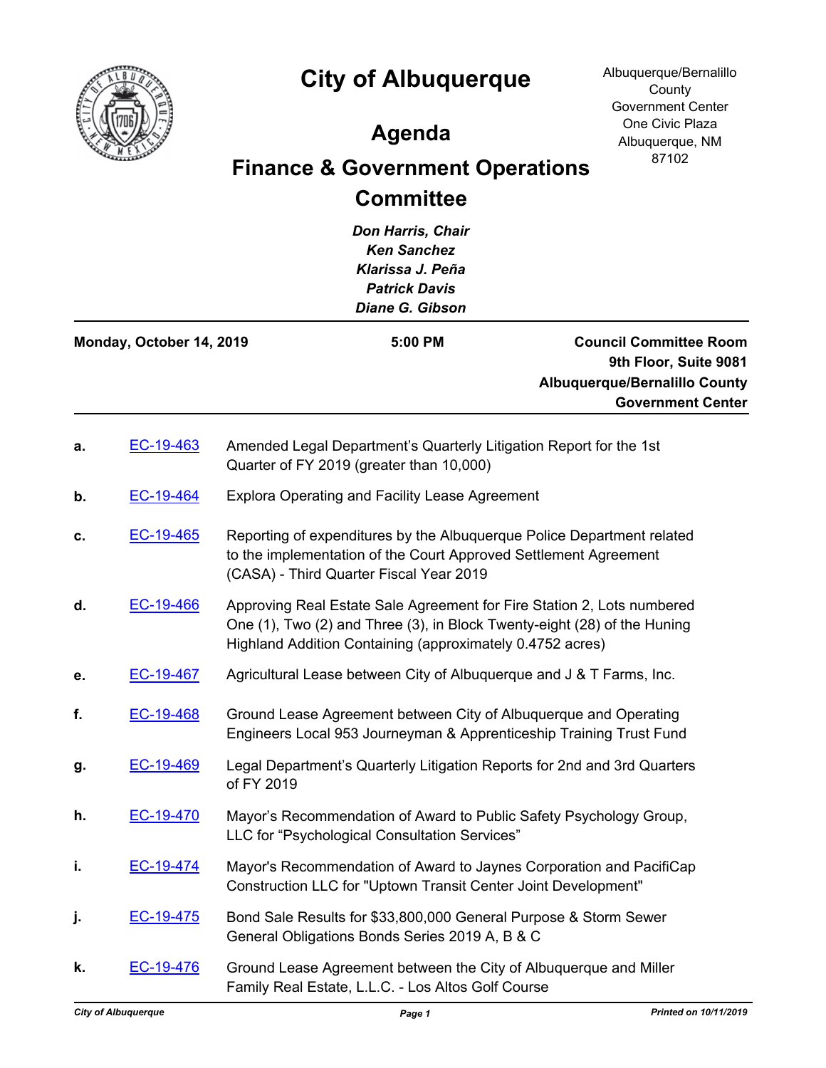# City of Albuquerque

Albuquerque/Bernalillo County Government Center
One Civic Plaza
Albuquerque, NM 87102

## Agenda

## Finance & Government Operations Committee

*Don Harris, Chair*
*Ken Sanchez*
*Klarissa J. Peña*
*Patrick Davis*
*Diane G. Gibson*

**Monday, October 14, 2019** | **5:00 PM** | **Council Committee Room 9th Floor, Suite 9081 Albuquerque/Bernalillo County Government Center**

---

**a.** EC-19-463 Amended Legal Department's Quarterly Litigation Report for the 1st Quarter of FY 2019 (greater than 10,000)

**b.** EC-19-464 Explora Operating and Facility Lease Agreement

**c.** EC-19-465 Reporting of expenditures by the Albuquerque Police Department related to the implementation of the Court Approved Settlement Agreement (CASA) - Third Quarter Fiscal Year 2019

**d.** EC-19-466 Approving Real Estate Sale Agreement for Fire Station 2, Lots numbered One (1), Two (2) and Three (3), in Block Twenty-eight (28) of the Huning Highland Addition Containing (approximately 0.4752 acres)

**e.** EC-19-467 Agricultural Lease between City of Albuquerque and J & T Farms, Inc.

**f.** EC-19-468 Ground Lease Agreement between City of Albuquerque and Operating Engineers Local 953 Journeyman & Apprenticeship Training Trust Fund

**g.** EC-19-469 Legal Department's Quarterly Litigation Reports for 2nd and 3rd Quarters of FY 2019

**h.** EC-19-470 Mayor's Recommendation of Award to Public Safety Psychology Group, LLC for "Psychological Consultation Services"

**i.** EC-19-474 Mayor's Recommendation of Award to Jaynes Corporation and PacifiCap Construction LLC for "Uptown Transit Center Joint Development"

**j.** EC-19-475 Bond Sale Results for $33,800,000 General Purpose & Storm Sewer General Obligations Bonds Series 2019 A, B & C

**k.** EC-19-476 Ground Lease Agreement between the City of Albuquerque and Miller Family Real Estate, L.L.C. - Los Altos Golf Course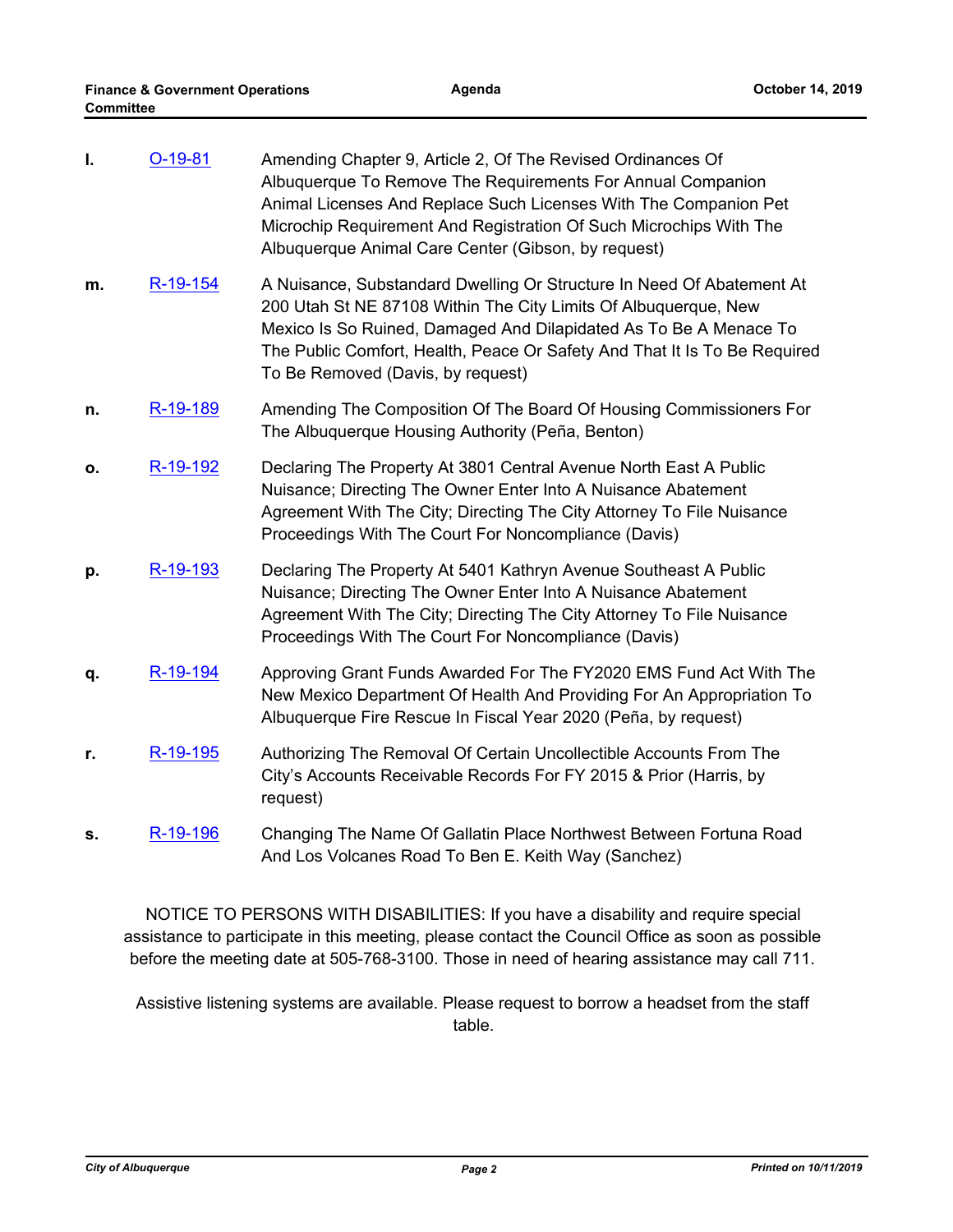- **l.** O-19-81 — Amending Chapter 9, Article 2, Of The Revised Ordinances Of Albuquerque To Remove The Requirements For Annual Companion Animal Licenses And Replace Such Licenses With The Companion Pet Microchip Requirement And Registration Of Such Microchips With The Albuquerque Animal Care Center (Gibson, by request)
- **m.** R-19-154 — A Nuisance, Substandard Dwelling Or Structure In Need Of Abatement At 200 Utah St NE 87108 Within The City Limits Of Albuquerque, New Mexico Is So Ruined, Damaged And Dilapidated As To Be A Menace To The Public Comfort, Health, Peace Or Safety And That It Is To Be Required To Be Removed (Davis, by request)
- **n.** R-19-189 — Amending The Composition Of The Board Of Housing Commissioners For The Albuquerque Housing Authority (Peña, Benton)
- **o.** R-19-192 — Declaring The Property At 3801 Central Avenue North East A Public Nuisance; Directing The Owner Enter Into A Nuisance Abatement Agreement With The City; Directing The City Attorney To File Nuisance Proceedings With The Court For Noncompliance (Davis)
- **p.** R-19-193 — Declaring The Property At 5401 Kathryn Avenue Southeast A Public Nuisance; Directing The Owner Enter Into A Nuisance Abatement Agreement With The City; Directing The City Attorney To File Nuisance Proceedings With The Court For Noncompliance (Davis)
- **q.** R-19-194 — Approving Grant Funds Awarded For The FY2020 EMS Fund Act With The New Mexico Department Of Health And Providing For An Appropriation To Albuquerque Fire Rescue In Fiscal Year 2020 (Peña, by request)
- **r.** R-19-195 — Authorizing The Removal Of Certain Uncollectible Accounts From The City's Accounts Receivable Records For FY 2015 & Prior (Harris, by request)
- **s.** R-19-196 — Changing The Name Of Gallatin Place Northwest Between Fortuna Road And Los Volcanes Road To Ben E. Keith Way (Sanchez)

NOTICE TO PERSONS WITH DISABILITIES: If you have a disability and require special assistance to participate in this meeting, please contact the Council Office as soon as possible before the meeting date at 505-768-3100. Those in need of hearing assistance may call 711.

Assistive listening systems are available. Please request to borrow a headset from the staff table.